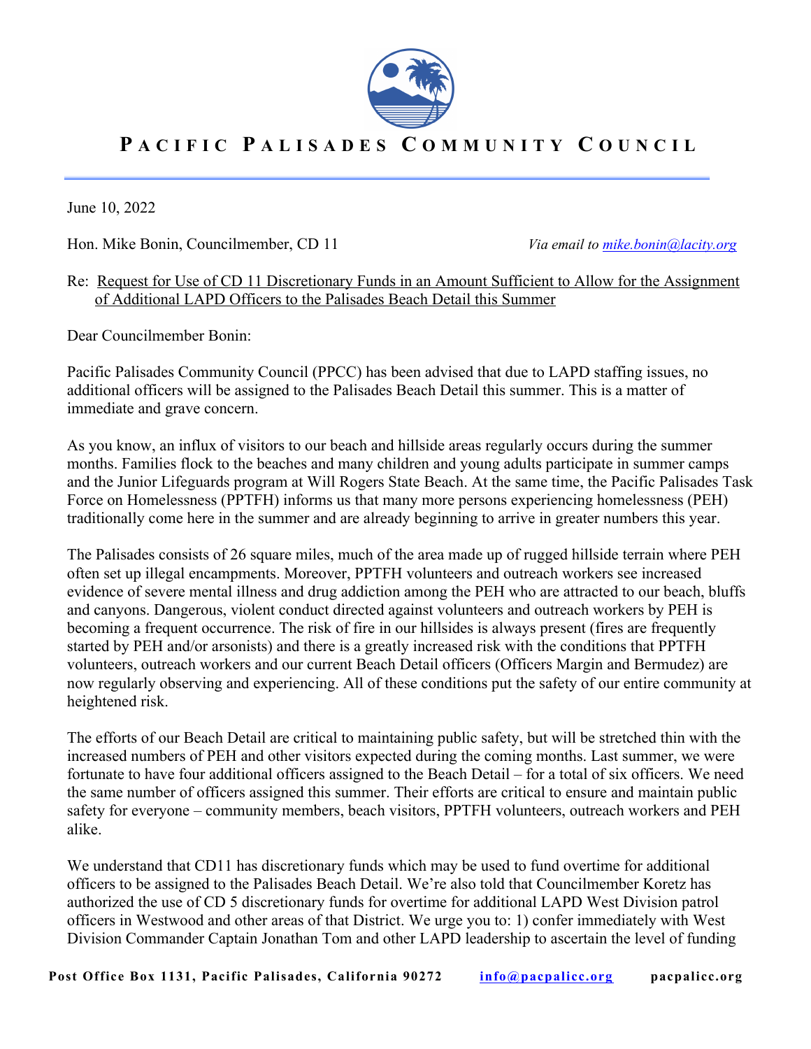# PACIFIC PALISADES COMMUNITY COUNCIL

June 10, 2022

Hon. Mike Bonin, Councilmember, CD 11 *Via email to mike.bonin@lacity.org*

Re: Request for Use of CD 11 Discretionary Funds in an Amount Sufficient to Allow for the Assignment of Additional LAPD Officers to the Palisades Beach Detail this Summer

Dear Councilmember Bonin:

Pacific Palisades Community Council (PPCC) has been advised that due to LAPD staffing issues, no additional officers will be assigned to the Palisades Beach Detail this summer. This is a matter of immediate and grave concern.

As you know, an influx of visitors to our beach and hillside areas regularly occurs during the summer months. Families flock to the beaches and many children and young adults participate in summer camps and the Junior Lifeguards program at Will Rogers State Beach. At the same time, the Pacific Palisades Task Force on Homelessness (PPTFH) informs us that many more persons experiencing homelessness (PEH) traditionally come here in the summer and are already beginning to arrive in greater numbers this year.

The Palisades consists of 26 square miles, much of the area made up of rugged hillside terrain where PEH often set up illegal encampments. Moreover, PPTFH volunteers and outreach workers see increased evidence of severe mental illness and drug addiction among the PEH who are attracted to our beach, bluffs and canyons. Dangerous, violent conduct directed against volunteers and outreach workers by PEH is becoming a frequent occurrence. The risk of fire in our hillsides is always present (fires are frequently started by PEH and/or arsonists) and there is a greatly increased risk with the conditions that PPTFH volunteers, outreach workers and our current Beach Detail officers (Officers Margin and Bermudez) are now regularly observing and experiencing. All of these conditions put the safety of our entire community at heightened risk.

The efforts of our Beach Detail are critical to maintaining public safety, but will be stretched thin with the increased numbers of PEH and other visitors expected during the coming months. Last summer, we were fortunate to have four additional officers assigned to the Beach Detail – for a total of six officers. We need the same number of officers assigned this summer. Their efforts are critical to ensure and maintain public safety for everyone – community members, beach visitors, PPTFH volunteers, outreach workers and PEH alike.

We understand that CD11 has discretionary funds which may be used to fund overtime for additional officers to be assigned to the Palisades Beach Detail. We're also told that Councilmember Koretz has authorized the use of CD 5 discretionary funds for overtime for additional LAPD West Division patrol officers in Westwood and other areas of that District. We urge you to: 1) confer immediately with West Division Commander Captain Jonathan Tom and other LAPD leadership to ascertain the level of funding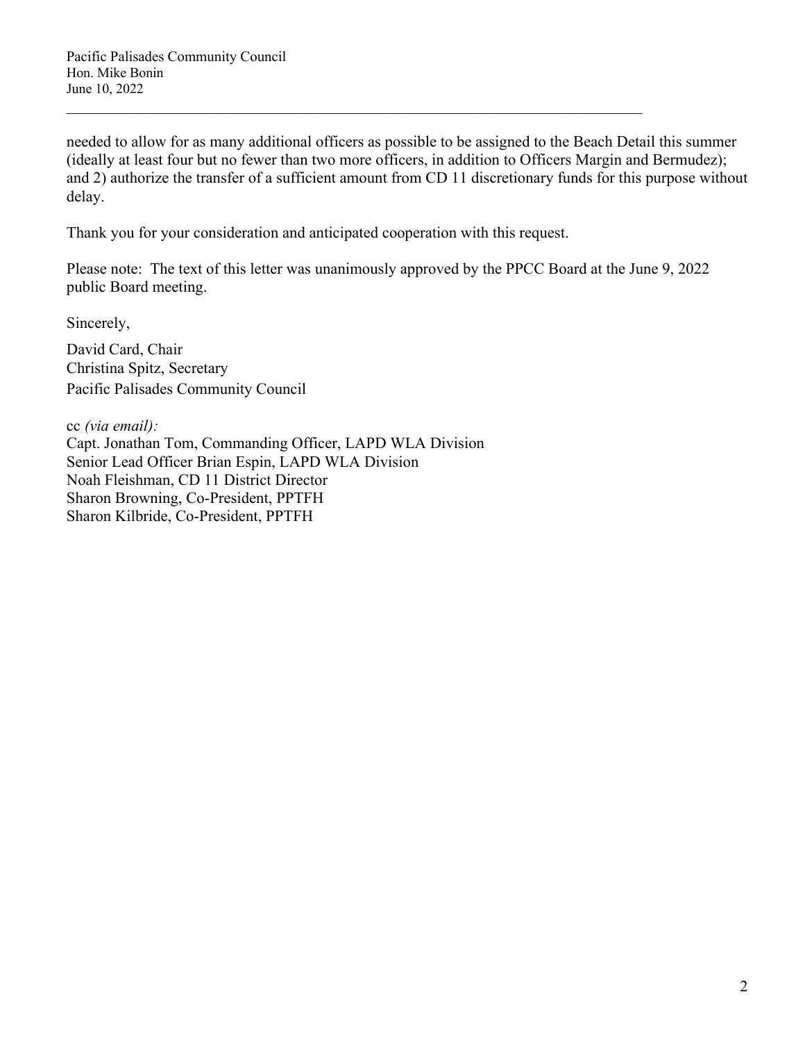needed to allow for as many additional officers as possible to be assigned to the Beach Detail this summer (ideally at least four but no fewer than two more officers, in addition to Officers Margin and Bermudez); and 2) authorize the transfer of a sufficient amount from CD 11 discretionary funds for this purpose without delay.

Thank you for your consideration and anticipated cooperation with this request.

Please note: The text of this letter was unanimously approved by the PPCC Board at the June 9, 2022 public Board meeting.

Sincerely,

David Card, Chair
Christina Spitz, Secretary
Pacific Palisades Community Council

cc *(via email):*
Capt. Jonathan Tom, Commanding Officer, LAPD WLA Division
Senior Lead Officer Brian Espin, LAPD WLA Division
Noah Fleishman, CD 11 District Director
Sharon Browning, Co-President, PPTFH
Sharon Kilbride, Co-President, PPTFH